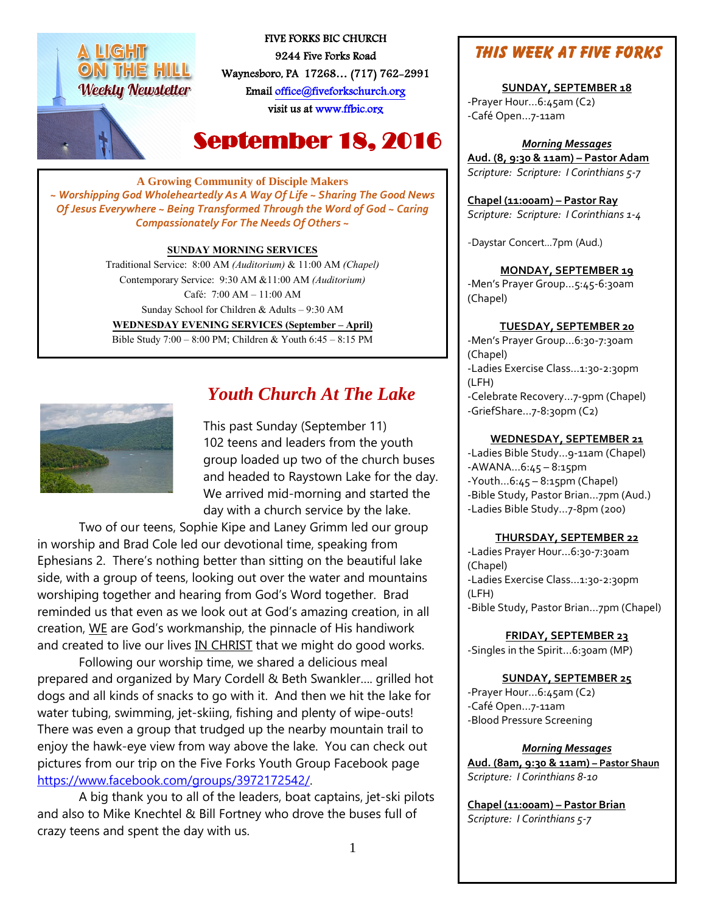A LIGHT ON THE HILL
Weekly Newsletter

FIVE FORKS BIC CHURCH
9244 Five Forks Road
Waynesboro, PA 17268… (717) 762-2991
Email office@fiveforkschurch.org
visit us at www.ffbic.org

# September 18, 2016

**A Growing Community of Disciple Makers**

*~ Worshipping God Wholeheartedly As A Way Of Life ~ Sharing The Good News Of Jesus Everywhere ~ Being Transformed Through the Word of God ~ Caring Compassionately For The Needs Of Others ~*

**SUNDAY MORNING SERVICES**

Traditional Service: 8:00 AM *(Auditorium)* & 11:00 AM *(Chapel)*
Contemporary Service: 9:30 AM &11:00 AM *(Auditorium)*
Café: 7:00 AM – 11:00 AM
Sunday School for Children & Adults – 9:30 AM

**WEDNESDAY EVENING SERVICES (September – April)**
Bible Study 7:00 – 8:00 PM; Children & Youth 6:45 – 8:15 PM

## *Youth Church At The Lake*

This past Sunday (September 11) 102 teens and leaders from the youth group loaded up two of the church buses and headed to Raystown Lake for the day. We arrived mid-morning and started the day with a church service by the lake.

Two of our teens, Sophie Kipe and Laney Grimm led our group in worship and Brad Cole led our devotional time, speaking from Ephesians 2. There's nothing better than sitting on the beautiful lake side, with a group of teens, looking out over the water and mountains worshiping together and hearing from God's Word together. Brad reminded us that even as we look out at God's amazing creation, in all creation, WE are God's workmanship, the pinnacle of His handiwork and created to live our lives IN CHRIST that we might do good works.

Following our worship time, we shared a delicious meal prepared and organized by Mary Cordell & Beth Swankler…. grilled hot dogs and all kinds of snacks to go with it. And then we hit the lake for water tubing, swimming, jet-skiing, fishing and plenty of wipe-outs! There was even a group that trudged up the nearby mountain trail to enjoy the hawk-eye view from way above the lake. You can check out pictures from our trip on the Five Forks Youth Group Facebook page https://www.facebook.com/groups/3972172542/.

A big thank you to all of the leaders, boat captains, jet-ski pilots and also to Mike Knechtel & Bill Fortney who drove the buses full of crazy teens and spent the day with us.

## *This Week At Five Forks*

**SUNDAY, SEPTEMBER 18**
-Prayer Hour…6:45am (C2)
-Café Open…7-11am

***Morning Messages***
**Aud. (8, 9:30 & 11am) – Pastor Adam**
*Scripture: Scripture: I Corinthians 5-7*

**Chapel (11:00am) – Pastor Ray**
*Scripture: Scripture: I Corinthians 1-4*

-Daystar Concert…7pm (Aud.)

**MONDAY, SEPTEMBER 19**
-Men's Prayer Group…5:45-6:30am (Chapel)

**TUESDAY, SEPTEMBER 20**
-Men's Prayer Group…6:30-7:30am (Chapel)
-Ladies Exercise Class…1:30-2:30pm (LFH)
-Celebrate Recovery…7-9pm (Chapel)
-GriefShare…7-8:30pm (C2)

**WEDNESDAY, SEPTEMBER 21**
-Ladies Bible Study…9-11am (Chapel)
-AWANA…6:45 – 8:15pm
-Youth…6:45 – 8:15pm (Chapel)
-Bible Study, Pastor Brian…7pm (Aud.)
-Ladies Bible Study…7-8pm (200)

**THURSDAY, SEPTEMBER 22**
-Ladies Prayer Hour…6:30-7:30am (Chapel)
-Ladies Exercise Class…1:30-2:30pm (LFH)
-Bible Study, Pastor Brian…7pm (Chapel)

**FRIDAY, SEPTEMBER 23**
-Singles in the Spirit…6:30am (MP)

**SUNDAY, SEPTEMBER 25**
-Prayer Hour…6:45am (C2)
-Café Open…7-11am
-Blood Pressure Screening

***Morning Messages***
**Aud. (8am, 9:30 & 11am) – Pastor Shaun**
*Scripture: I Corinthians 8-10*

**Chapel (11:00am) – Pastor Brian**
*Scripture: I Corinthians 5-7*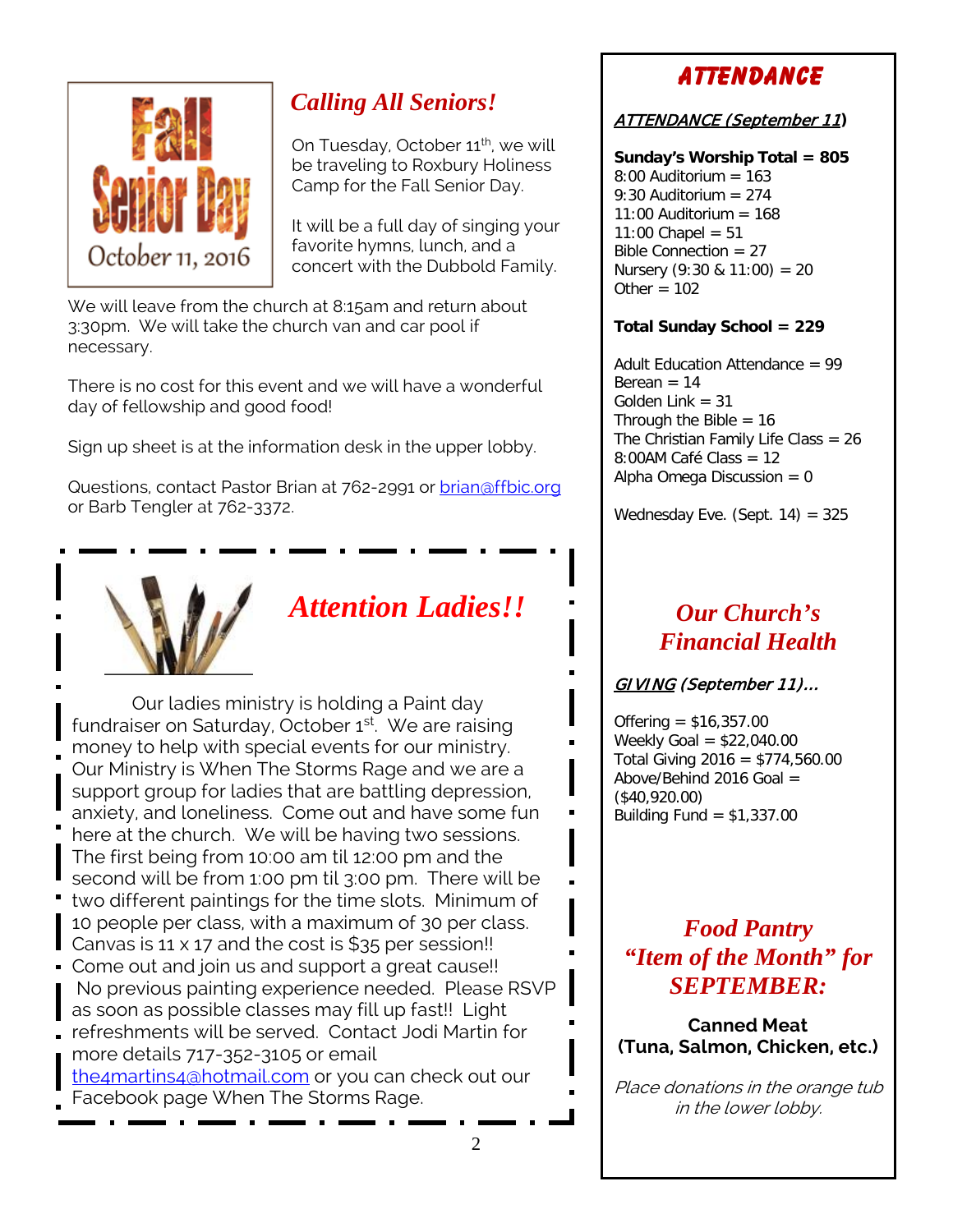Fall Senior Day

October 11, 2016

## *Calling All Seniors!*

On Tuesday, October 11th, we will be traveling to Roxbury Holiness Camp for the Fall Senior Day.

It will be a full day of singing your favorite hymns, lunch, and a concert with the Dubbold Family.

We will leave from the church at 8:15am and return about 3:30pm. We will take the church van and car pool if necessary.

There is no cost for this event and we will have a wonderful day of fellowship and good food!

Sign up sheet is at the information desk in the upper lobby.

Questions, contact Pastor Brian at 762-2991 or brian@ffbic.org or Barb Tengler at 762-3372.

## *Attention Ladies!!*

Our ladies ministry is holding a Paint day fundraiser on Saturday, October 1st. We are raising money to help with special events for our ministry. Our Ministry is When The Storms Rage and we are a support group for ladies that are battling depression, anxiety, and loneliness. Come out and have some fun here at the church. We will be having two sessions. The first being from 10:00 am til 12:00 pm and the second will be from 1:00 pm til 3:00 pm. There will be two different paintings for the time slots. Minimum of 10 people per class, with a maximum of 30 per class. Canvas is 11 x 17 and the cost is $35 per session!! Come out and join us and support a great cause!! No previous painting experience needed. Please RSVP as soon as possible classes may fill up fast!! Light refreshments will be served. Contact Jodi Martin for more details 717-352-3105 or email the4martins4@hotmail.com or you can check out our Facebook page When The Storms Rage.

## ATTENDANCE

***ATTENDANCE (September 11)***

**Sunday's Worship Total = 805**
8:00 Auditorium = 163
9:30 Auditorium = 274
11:00 Auditorium = 168
11:00 Chapel = 51
Bible Connection = 27
Nursery (9:30 & 11:00) = 20
Other = 102

**Total Sunday School = 229**

Adult Education Attendance = 99
Berean = 14
Golden Link = 31
Through the Bible = 16
The Christian Family Life Class = 26
8:00AM Café Class = 12
Alpha Omega Discussion = 0

Wednesday Eve. (Sept. 14) = 325

## *Our Church's Financial Health*

***GIVING (September 11)...***

Offering = $16,357.00
Weekly Goal = $22,040.00
Total Giving 2016 = $774,560.00
Above/Behind 2016 Goal = ($40,920.00)
Building Fund = $1,337.00

## *Food Pantry "Item of the Month" for SEPTEMBER:*

**Canned Meat (Tuna, Salmon, Chicken, etc.)**

*Place donations in the orange tub in the lower lobby.*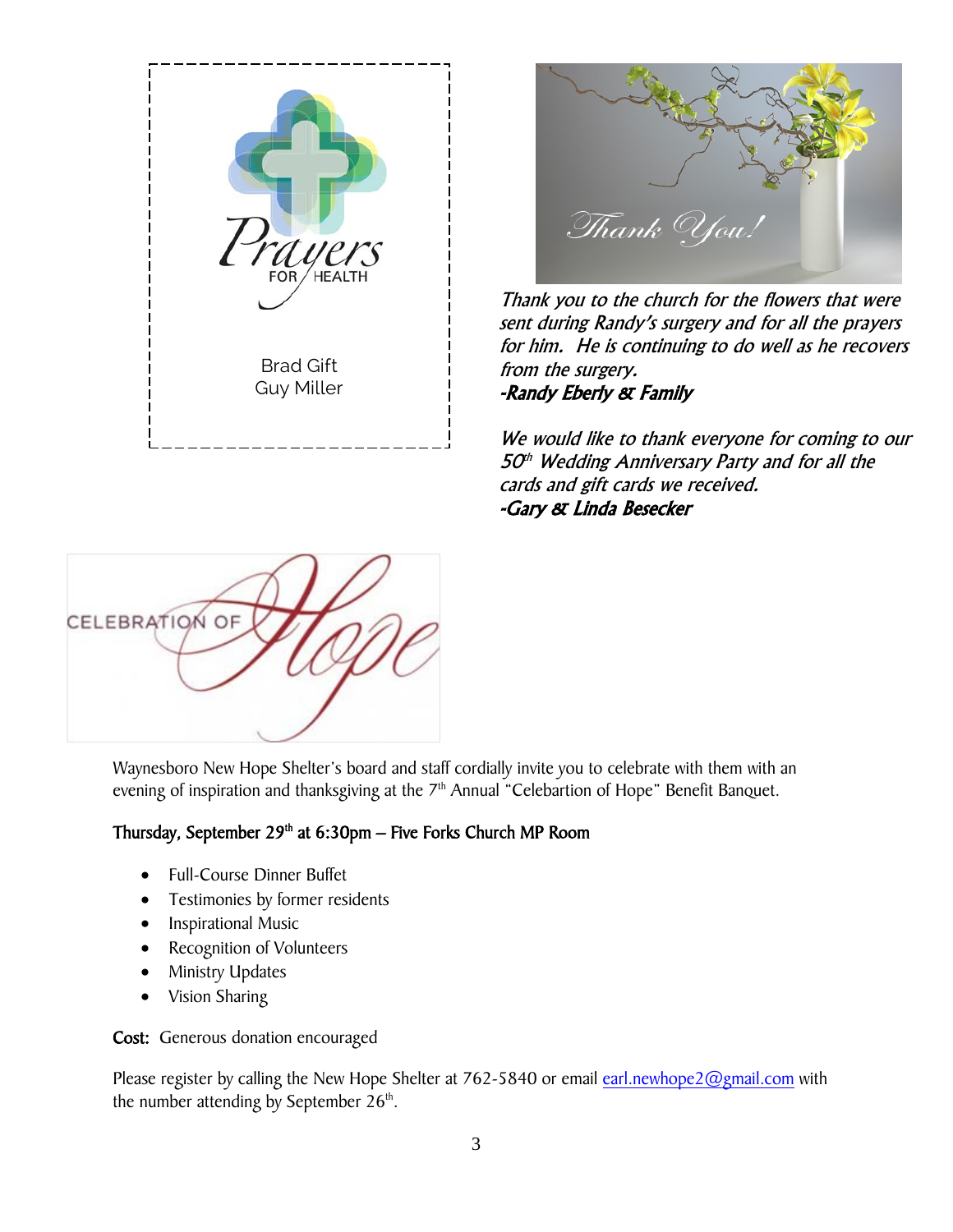# Prayers for Health

Brad Gift
Guy Miller

*Thank You!*

*Thank you to the church for the flowers that were sent during Randy's surgery and for all the prayers for him. He is continuing to do well as he recovers from the surgery.*
***-Randy Eberly & Family***

*We would like to thank everyone for coming to our 50th Wedding Anniversary Party and for all the cards and gift cards we received.*
***-Gary & Linda Besecker***

# Celebration of Hope

Waynesboro New Hope Shelter's board and staff cordially invite you to celebrate with them with an evening of inspiration and thanksgiving at the 7th Annual "Celebartion of Hope" Benefit Banquet.

**Thursday, September 29th at 6:30pm – Five Forks Church MP Room**

- Full-Course Dinner Buffet
- Testimonies by former residents
- Inspirational Music
- Recognition of Volunteers
- Ministry Updates
- Vision Sharing

**Cost:** Generous donation encouraged

Please register by calling the New Hope Shelter at 762-5840 or email earl.newhope2@gmail.com with the number attending by September 26th.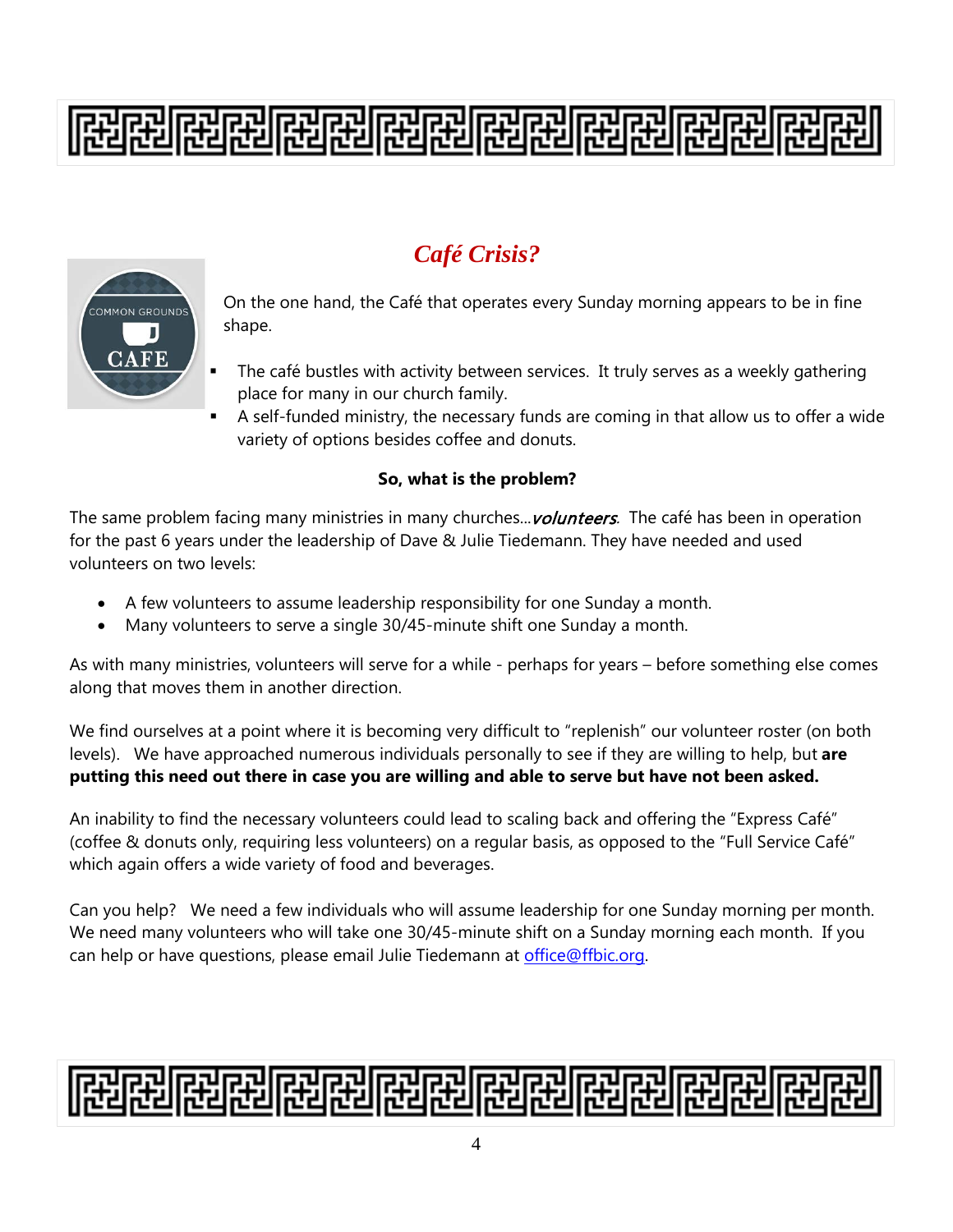## *Café Crisis?*

On the one hand, the Café that operates every Sunday morning appears to be in fine shape.

- The café bustles with activity between services. It truly serves as a weekly gathering place for many in our church family.
- A self-funded ministry, the necessary funds are coming in that allow us to offer a wide variety of options besides coffee and donuts.

**So, what is the problem?**

The same problem facing many ministries in many churches…*volunteers*. The café has been in operation for the past 6 years under the leadership of Dave & Julie Tiedemann. They have needed and used volunteers on two levels:

- A few volunteers to assume leadership responsibility for one Sunday a month.
- Many volunteers to serve a single 30/45-minute shift one Sunday a month.

As with many ministries, volunteers will serve for a while - perhaps for years – before something else comes along that moves them in another direction.

We find ourselves at a point where it is becoming very difficult to "replenish" our volunteer roster (on both levels). We have approached numerous individuals personally to see if they are willing to help, but **are putting this need out there in case you are willing and able to serve but have not been asked.**

An inability to find the necessary volunteers could lead to scaling back and offering the "Express Café" (coffee & donuts only, requiring less volunteers) on a regular basis, as opposed to the "Full Service Café" which again offers a wide variety of food and beverages.

Can you help? We need a few individuals who will assume leadership for one Sunday morning per month. We need many volunteers who will take one 30/45-minute shift on a Sunday morning each month. If you can help or have questions, please email Julie Tiedemann at office@ffbic.org.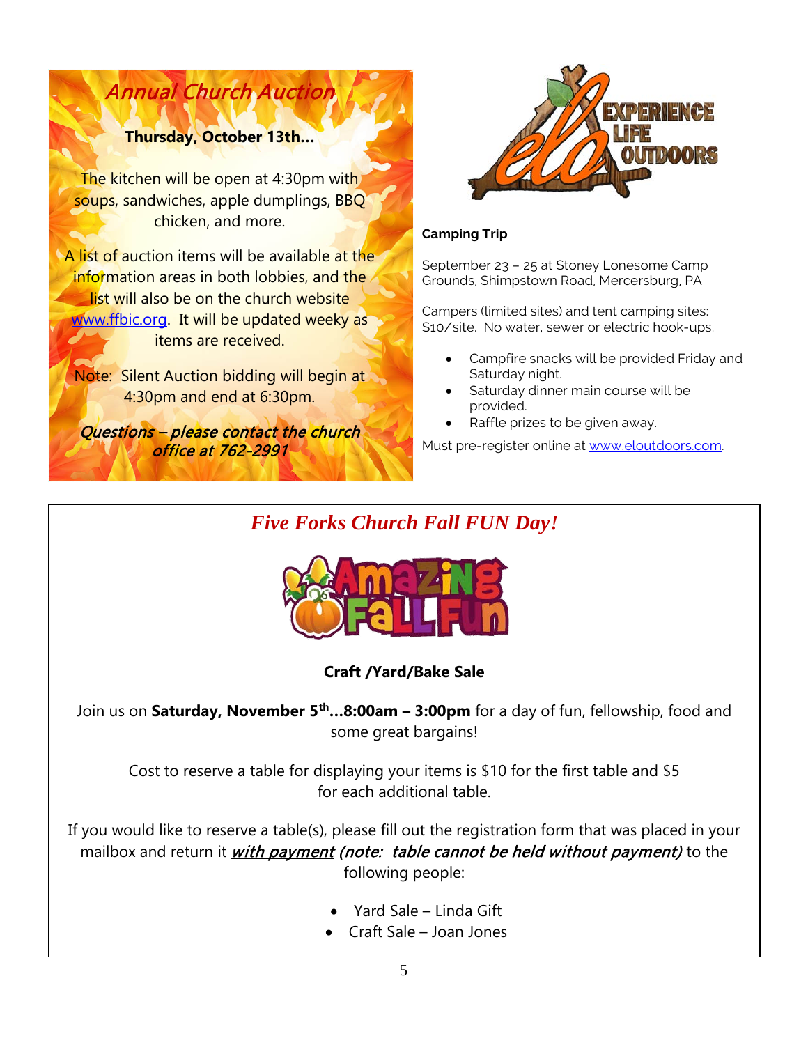## *Annual Church Auction*

**Thursday, October 13th…**

The kitchen will be open at 4:30pm with soups, sandwiches, apple dumplings, BBQ chicken, and more.

A list of auction items will be available at the information areas in both lobbies, and the list will also be on the church website [www.ffbic.org](http://www.ffbic.org). It will be updated weeky as items are received.

Note: Silent Auction bidding will begin at 4:30pm and end at 6:30pm.

*Questions – please contact the church office at 762-2991*

EXPERIENCE LIFE OUTDOORS

**Camping Trip**

September 23 – 25 at Stoney Lonesome Camp Grounds, Shimpstown Road, Mercersburg, PA

Campers (limited sites) and tent camping sites: $10/site. No water, sewer or electric hook-ups.

- Campfire snacks will be provided Friday and Saturday night.
- Saturday dinner main course will be provided.
- Raffle prizes to be given away.

Must pre-register online at [www.eloutdoors.com](http://www.eloutdoors.com).

## *Five Forks Church Fall FUN Day!*

Amazing Fall Fun

**Craft /Yard/Bake Sale**

Join us on **Saturday, November 5th…8:00am – 3:00pm** for a day of fun, fellowship, food and some great bargains!

Cost to reserve a table for displaying your items is $10 for the first table and $5 for each additional table.

If you would like to reserve a table(s), please fill out the registration form that was placed in your mailbox and return it ***with payment*** ***(note: table cannot be held without payment)*** to the following people:

- Yard Sale – Linda Gift
- Craft Sale – Joan Jones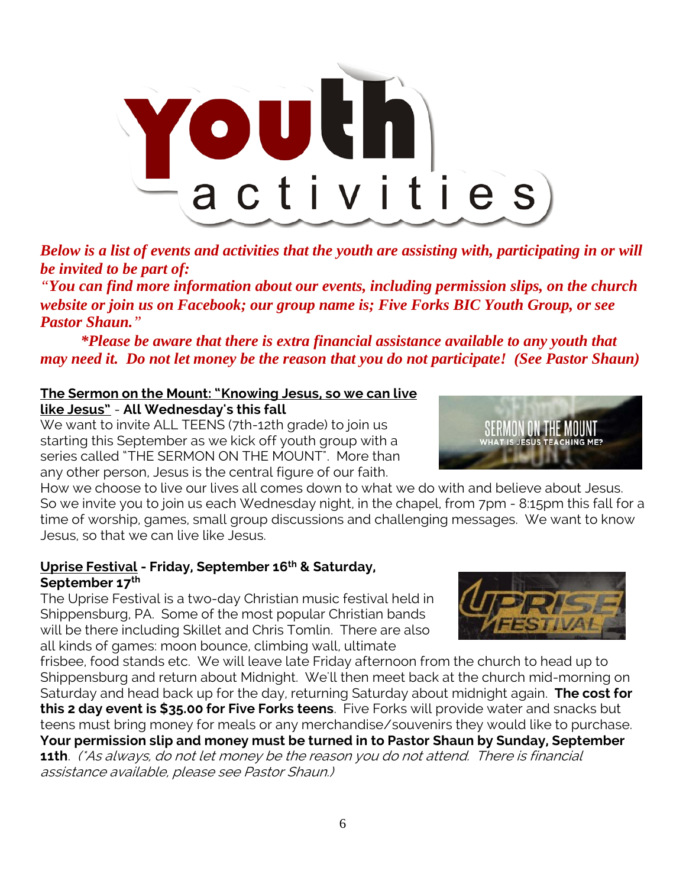# youth activities

***Below is a list of events and activities that the youth are assisting with, participating in or will be invited to be part of:***

***"You can find more information about our events, including permission slips, on the church website or join us on Facebook; our group name is; Five Forks BIC Youth Group, or see Pastor Shaun."***

***\*Please be aware that there is extra financial assistance available to any youth that may need it. Do not let money be the reason that you do not participate! (See Pastor Shaun)***

**The Sermon on the Mount: "Knowing Jesus, so we can live like Jesus" - All Wednesday's this fall**

We want to invite ALL TEENS (7th-12th grade) to join us starting this September as we kick off youth group with a series called "THE SERMON ON THE MOUNT". More than any other person, Jesus is the central figure of our faith. How we choose to live our lives all comes down to what we do with and believe about Jesus. So we invite you to join us each Wednesday night, in the chapel, from 7pm - 8:15pm this fall for a time of worship, games, small group discussions and challenging messages. We want to know Jesus, so that we can live like Jesus.

**Uprise Festival - Friday, September 16th & Saturday, September 17th**

The Uprise Festival is a two-day Christian music festival held in Shippensburg, PA. Some of the most popular Christian bands will be there including Skillet and Chris Tomlin. There are also all kinds of games: moon bounce, climbing wall, ultimate frisbee, food stands etc. We will leave late Friday afternoon from the church to head up to Shippensburg and return about Midnight. We'll then meet back at the church mid-morning on Saturday and head back up for the day, returning Saturday about midnight again. **The cost for this 2 day event is $35.00 for Five Forks teens**. Five Forks will provide water and snacks but teens must bring money for meals or any merchandise/souvenirs they would like to purchase. **Your permission slip and money must be turned in to Pastor Shaun by Sunday, September 11th**. *(\*As always, do not let money be the reason you do not attend. There is financial assistance available, please see Pastor Shaun.)*